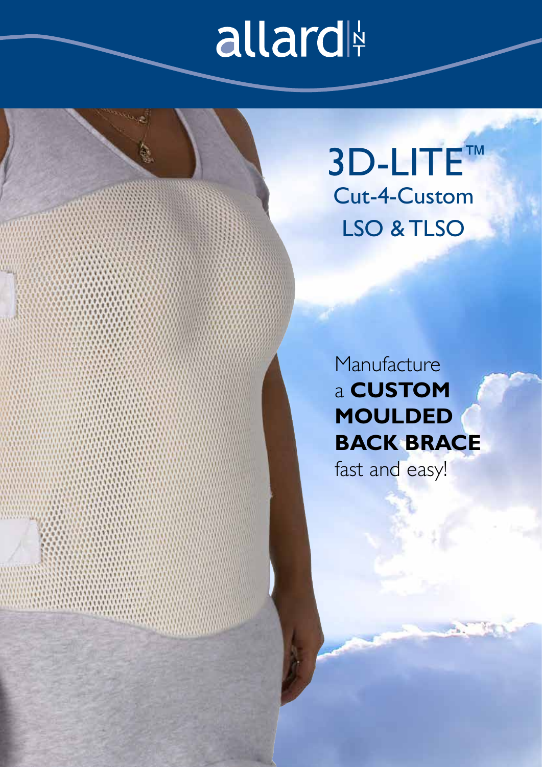allard INT

# 3D-LITE™

## Cut-4-Custom LSO & TLSO

Manufacture a **CUSTOM MOULDED BACK BRACE** fast and easy!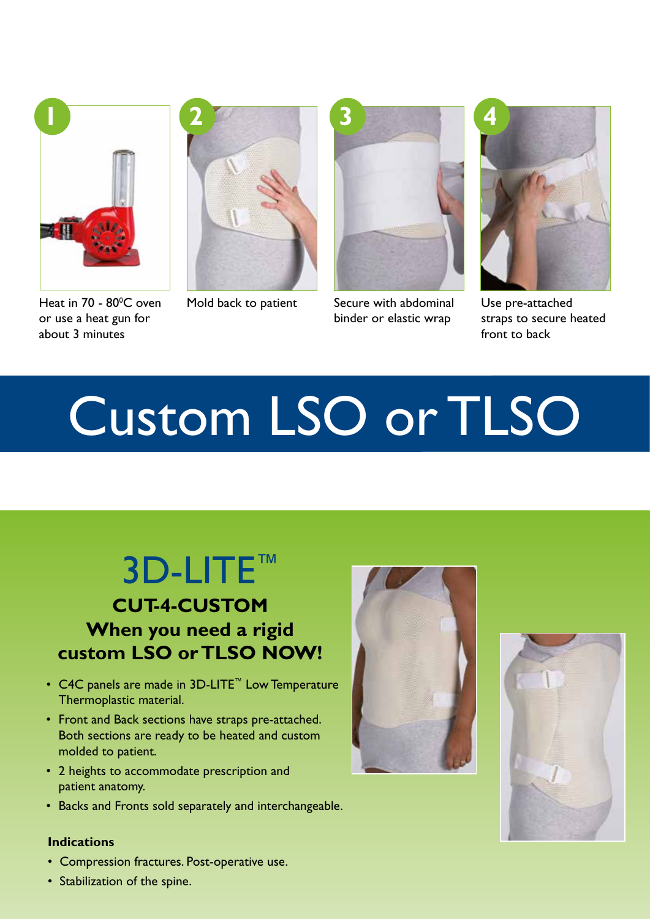1. Heat in 70 - 80°C oven or use a heat gun for about 3 minutes
2. Mold back to patient
3. Secure with abdominal binder or elastic wrap
4. Use pre-attached straps to secure heated front to back

# Custom LSO or TLSO

## 3D-LITE™

### CUT-4-CUSTOM
### When you need a rigid custom LSO or TLSO NOW!

- C4C panels are made in 3D-LITE™ Low Temperature Thermoplastic material.
- Front and Back sections have straps pre-attached. Both sections are ready to be heated and custom molded to patient.
- 2 heights to accommodate prescription and patient anatomy.
- Backs and Fronts sold separately and interchangeable.

**Indications**

- Compression fractures. Post-operative use.
- Stabilization of the spine.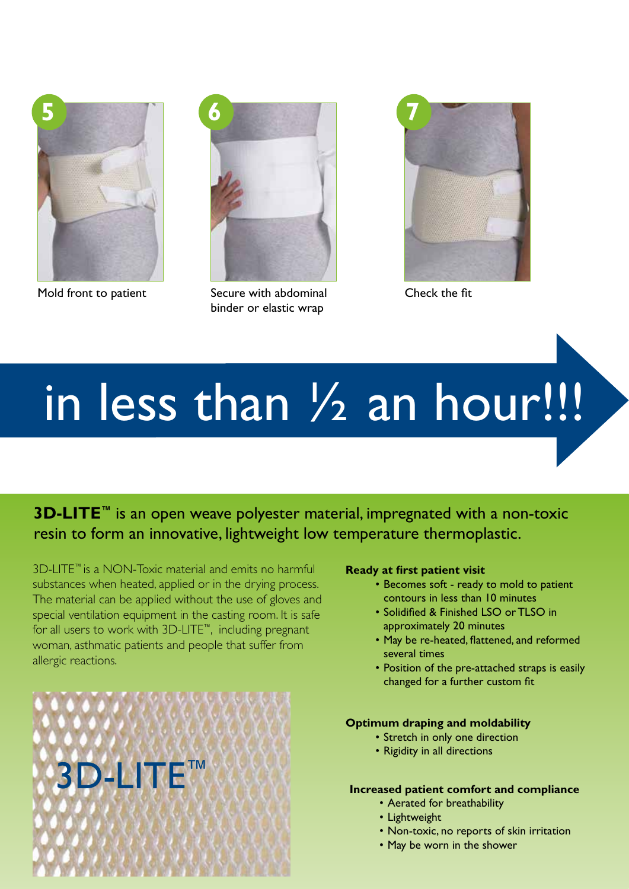5

Mold front to patient

6

Secure with abdominal binder or elastic wrap

7

Check the fit

# in less than ½ an hour!!!

**3D-LITE™** is an open weave polyester material, impregnated with a non-toxic resin to form an innovative, lightweight low temperature thermoplastic.

3D-LITE™ is a NON-Toxic material and emits no harmful substances when heated, applied or in the drying process. The material can be applied without the use of gloves and special ventilation equipment in the casting room. It is safe for all users to work with 3D-LITE™, including pregnant woman, asthmatic patients and people that suffer from allergic reactions.

3D-LITE™

**Ready at first patient visit**

- Becomes soft - ready to mold to patient contours in less than 10 minutes
- Solidified & Finished LSO or TLSO in approximately 20 minutes
- May be re-heated, flattened, and reformed several times
- Position of the pre-attached straps is easily changed for a further custom fit

**Optimum draping and moldability**

- Stretch in only one direction
- Rigidity in all directions

**Increased patient comfort and compliance**

- Aerated for breathability
- Lightweight
- Non-toxic, no reports of skin irritation
- May be worn in the shower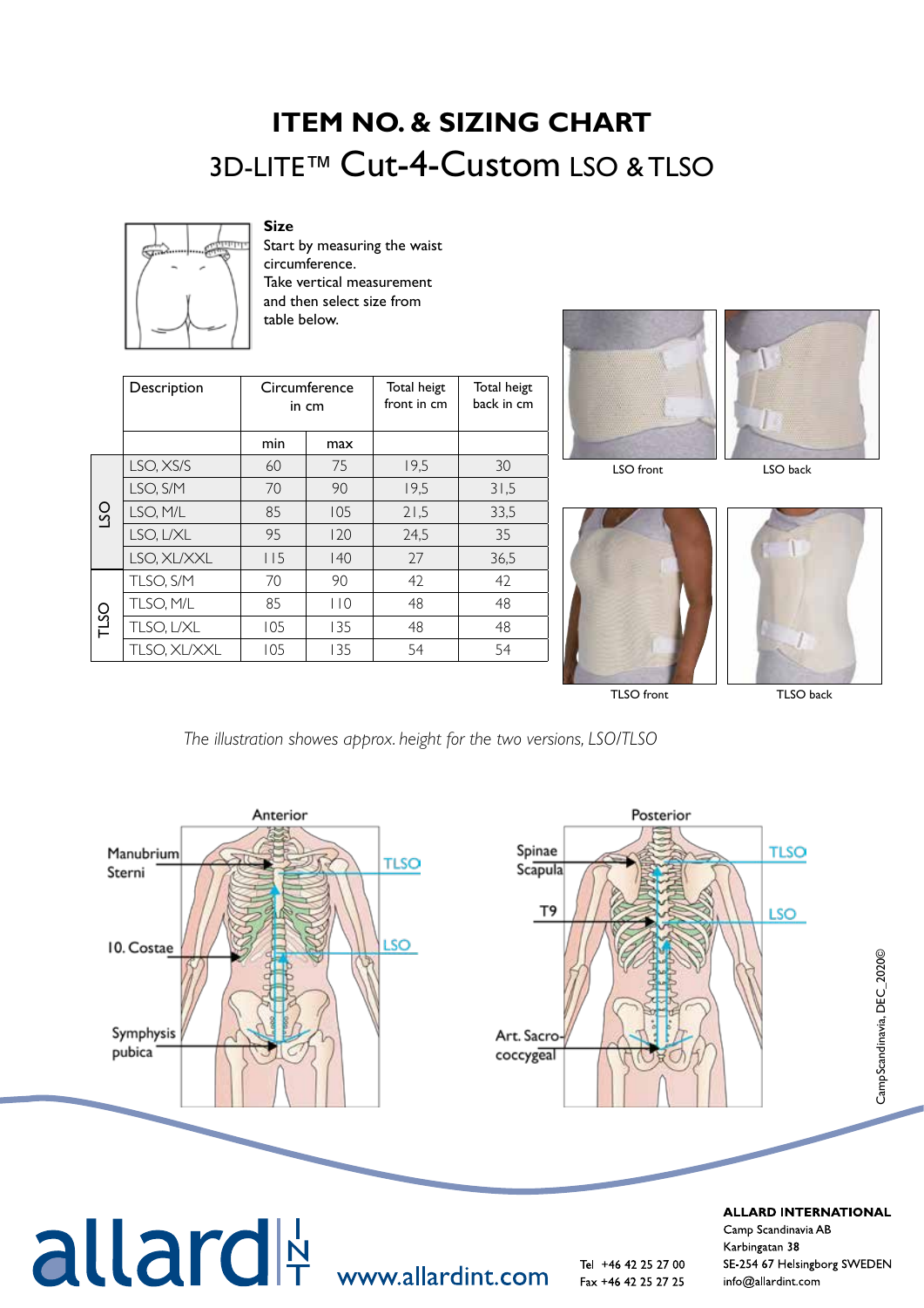# ITEM NO. & SIZING CHART

## 3D-LITE™ Cut-4-Custom LSO & TLSO

**Size**
Start by measuring the waist circumference.
Take vertical measurement and then select size from table below.

| | Description | Circumference in cm | | Total heigt front in cm | Total heigt back in cm |
|---|---|---|---|---|---|
| | | min | max | | |
| LSO | LSO, XS/S | 60 | 75 | 19,5 | 30 |
| LSO | LSO, S/M | 70 | 90 | 19,5 | 31,5 |
| LSO | LSO, M/L | 85 | 105 | 21,5 | 33,5 |
| LSO | LSO, L/XL | 95 | 120 | 24,5 | 35 |
| LSO | LSO, XL/XXL | 115 | 140 | 27 | 36,5 |
| TLSO | TLSO, S/M | 70 | 90 | 42 | 42 |
| TLSO | TLSO, M/L | 85 | 110 | 48 | 48 |
| TLSO | TLSO, L/XL | 105 | 135 | 48 | 48 |
| TLSO | TLSO, XL/XXL | 105 | 135 | 54 | 54 |

LSO front

LSO back

TLSO front

TLSO back

*The illustration showes approx. height for the two versions, LSO/TLSO*

Anterior

Manubrium Sterni

10. Costae

Symphysis pubica

TLSO

LSO

Posterior

Spinae Scapula

T9

Art. Sacro-coccygeal

TLSO

LSO

CampScandinavia, DEC_2020©

allard IN T

www.allardint.com

Tel +46 42 25 27 00
Fax +46 42 25 27 25

**ALLARD INTERNATIONAL**
Camp Scandinavia AB
Karbingatan 38
SE-254 67 Helsingborg SWEDEN
info@allardint.com